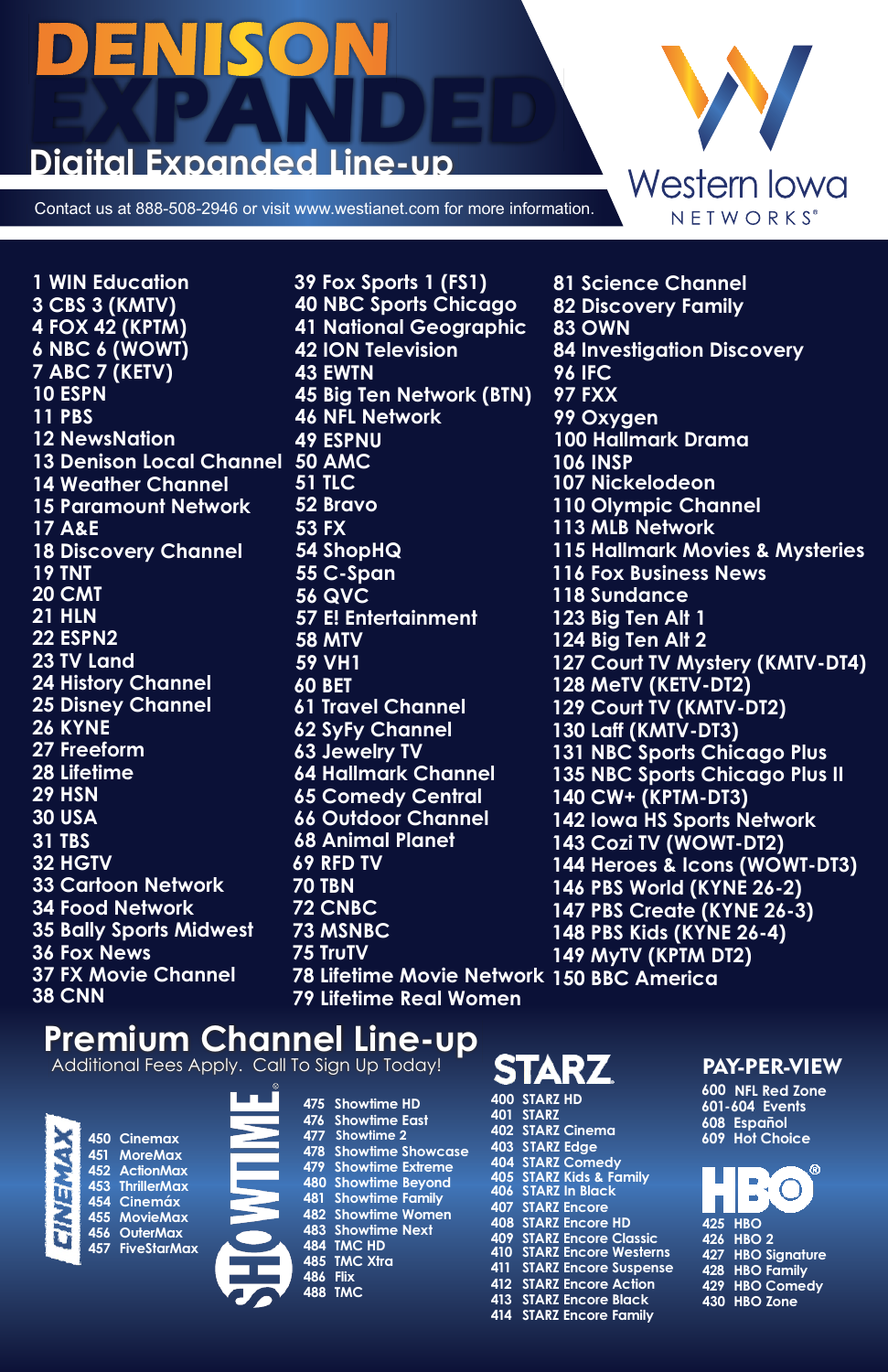# DENISON EXPANDED

## Digital Expanded Line-up

Contact us at 888-508-2946 or visit www.westianet.com for more information.

Western Iowa NETWORKS®

1 WIN Education
3 CBS 3 (KMTV)
4 FOX 42 (KPTM)
6 NBC 6 (WOWT)
7 ABC 7 (KETV)
10 ESPN
11 PBS
12 NewsNation
13 Denison Local Channel
14 Weather Channel
15 Paramount Network
17 A&E
18 Discovery Channel
19 TNT
20 CMT
21 HLN
22 ESPN2
23 TV Land
24 History Channel
25 Disney Channel
26 KYNE
27 Freeform
28 Lifetime
29 HSN
30 USA
31 TBS
32 HGTV
33 Cartoon Network
34 Food Network
35 Bally Sports Midwest
36 Fox News
37 FX Movie Channel
38 CNN
39 Fox Sports 1 (FS1)
40 NBC Sports Chicago
41 National Geographic
42 ION Television
43 EWTN
45 Big Ten Network (BTN)
46 NFL Network
49 ESPNU
50 AMC
51 TLC
52 Bravo
53 FX
54 ShopHQ
55 C-Span
56 QVC
57 E! Entertainment
58 MTV
59 VH1
60 BET
61 Travel Channel
62 SyFy Channel
63 Jewelry TV
64 Hallmark Channel
65 Comedy Central
66 Outdoor Channel
68 Animal Planet
69 RFD TV
70 TBN
72 CNBC
73 MSNBC
75 TruTV
78 Lifetime Movie Network
79 Lifetime Real Women
81 Science Channel
82 Discovery Family
83 OWN
84 Investigation Discovery
96 IFC
97 FXX
99 Oxygen
100 Hallmark Drama
106 INSP
107 Nickelodeon
110 Olympic Channel
113 MLB Network
115 Hallmark Movies & Mysteries
116 Fox Business News
118 Sundance
123 Big Ten Alt 1
124 Big Ten Alt 2
127 Court TV Mystery (KMTV-DT4)
128 MeTV (KETV-DT2)
129 Court TV (KMTV-DT2)
130 Laff (KMTV-DT3)
131 NBC Sports Chicago Plus
135 NBC Sports Chicago Plus II
140 CW+ (KPTM-DT3)
142 Iowa HS Sports Network
143 Cozi TV (WOWT-DT2)
144 Heroes & Icons (WOWT-DT3)
146 PBS World (KYNE 26-2)
147 PBS Create (KYNE 26-3)
148 PBS Kids (KYNE 26-4)
149 MyTV (KPTM DT2)
150 BBC America

## Premium Channel Line-up

Additional Fees Apply. Call To Sign Up Today!

### CINEMAX

450 Cinemax
451 MoreMax
452 ActionMax
453 ThrillerMax
454 Cinemáx
455 MovieMax
456 OuterMax
457 FiveStarMax

### SHOWTIME

475 Showtime HD
476 Showtime East
477 Showtime 2
478 Showtime Showcase
479 Showtime Extreme
480 Showtime Beyond
481 Showtime Family
482 Showtime Women
483 Showtime Next
484 TMC HD
485 TMC Xtra
486 Flix
488 TMC

### STARZ

400 STARZ HD
401 STARZ
402 STARZ Cinema
403 STARZ Edge
404 STARZ Comedy
405 STARZ Kids & Family
406 STARZ In Black
407 STARZ Encore
408 STARZ Encore HD
409 STARZ Encore Classic
410 STARZ Encore Westerns
411 STARZ Encore Suspense
412 STARZ Encore Action
413 STARZ Encore Black
414 STARZ Encore Family

### PAY-PER-VIEW

600 NFL Red Zone
601-604 Events
608 Español
609 Hot Choice

### HBO

425 HBO
426 HBO 2
427 HBO Signature
428 HBO Family
429 HBO Comedy
430 HBO Zone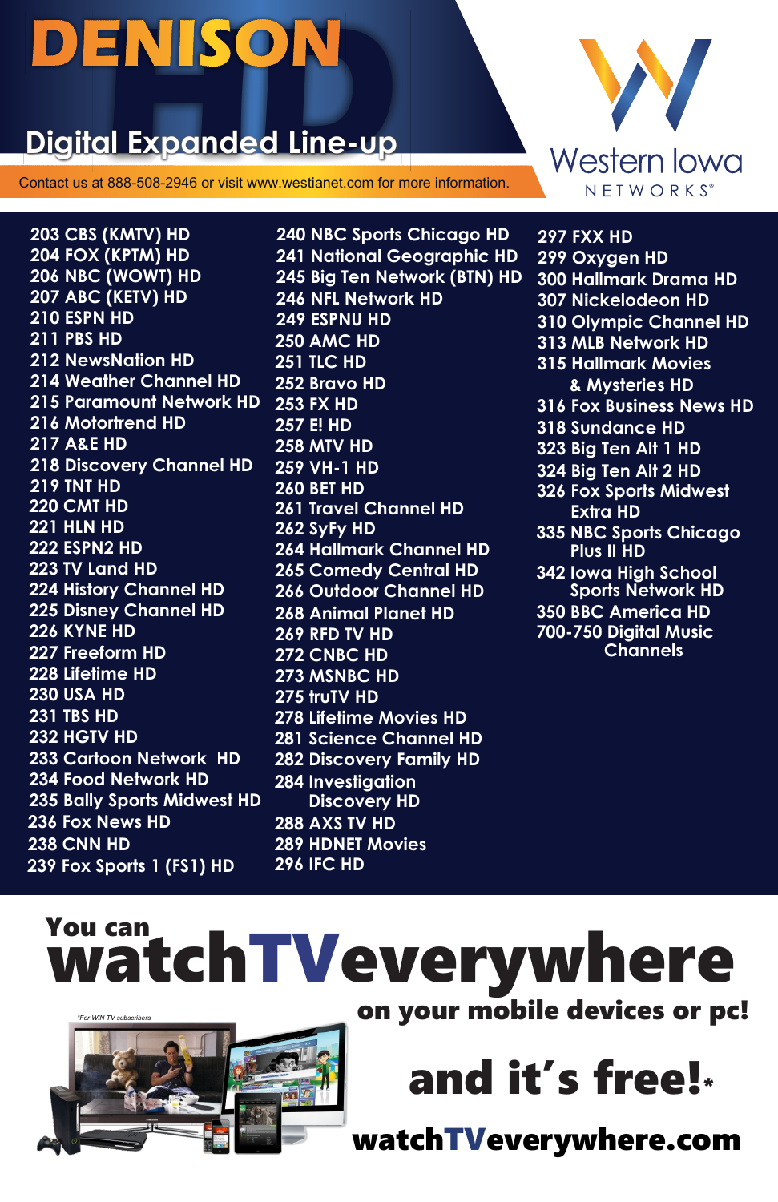# DENISON HD

## Digital Expanded Line-up

Contact us at 888-508-2946 or visit www.westianet.com for more information.

Western Iowa NETWORKS®

203 CBS (KMTV) HD
204 FOX (KPTM) HD
206 NBC (WOWT) HD
207 ABC (KETV) HD
210 ESPN HD
211 PBS HD
212 NewsNation HD
214 Weather Channel HD
215 Paramount Network HD
216 Motortrend HD
217 A&E HD
218 Discovery Channel HD
219 TNT HD
220 CMT HD
221 HLN HD
222 ESPN2 HD
223 TV Land HD
224 History Channel HD
225 Disney Channel HD
226 KYNE HD
227 Freeform HD
228 Lifetime HD
230 USA HD
231 TBS HD
232 HGTV HD
233 Cartoon Network HD
234 Food Network HD
235 Bally Sports Midwest HD
236 Fox News HD
238 CNN HD
239 Fox Sports 1 (FS1) HD
240 NBC Sports Chicago HD
241 National Geographic HD
245 Big Ten Network (BTN) HD
246 NFL Network HD
249 ESPNU HD
250 AMC HD
251 TLC HD
252 Bravo HD
253 FX HD
257 E! HD
258 MTV HD
259 VH-1 HD
260 BET HD
261 Travel Channel HD
262 SyFy HD
264 Hallmark Channel HD
265 Comedy Central HD
266 Outdoor Channel HD
268 Animal Planet HD
269 RFD TV HD
272 CNBC HD
273 MSNBC HD
275 truTV HD
278 Lifetime Movies HD
281 Science Channel HD
282 Discovery Family HD
284 Investigation Discovery HD
288 AXS TV HD
289 HDNET Movies
296 IFC HD
297 FXX HD
299 Oxygen HD
300 Hallmark Drama HD
307 Nickelodeon HD
310 Olympic Channel HD
313 MLB Network HD
315 Hallmark Movies & Mysteries HD
316 Fox Business News HD
318 Sundance HD
323 Big Ten Alt 1 HD
324 Big Ten Alt 2 HD
326 Fox Sports Midwest Extra HD
335 NBC Sports Chicago Plus II HD
342 Iowa High School Sports Network HD
350 BBC America HD
700-750 Digital Music Channels

You can **watchTVeverywhere** on your mobile devices or pc!

*For WIN TV subscribers

**and it's free!***

**watchTVeverywhere.com**